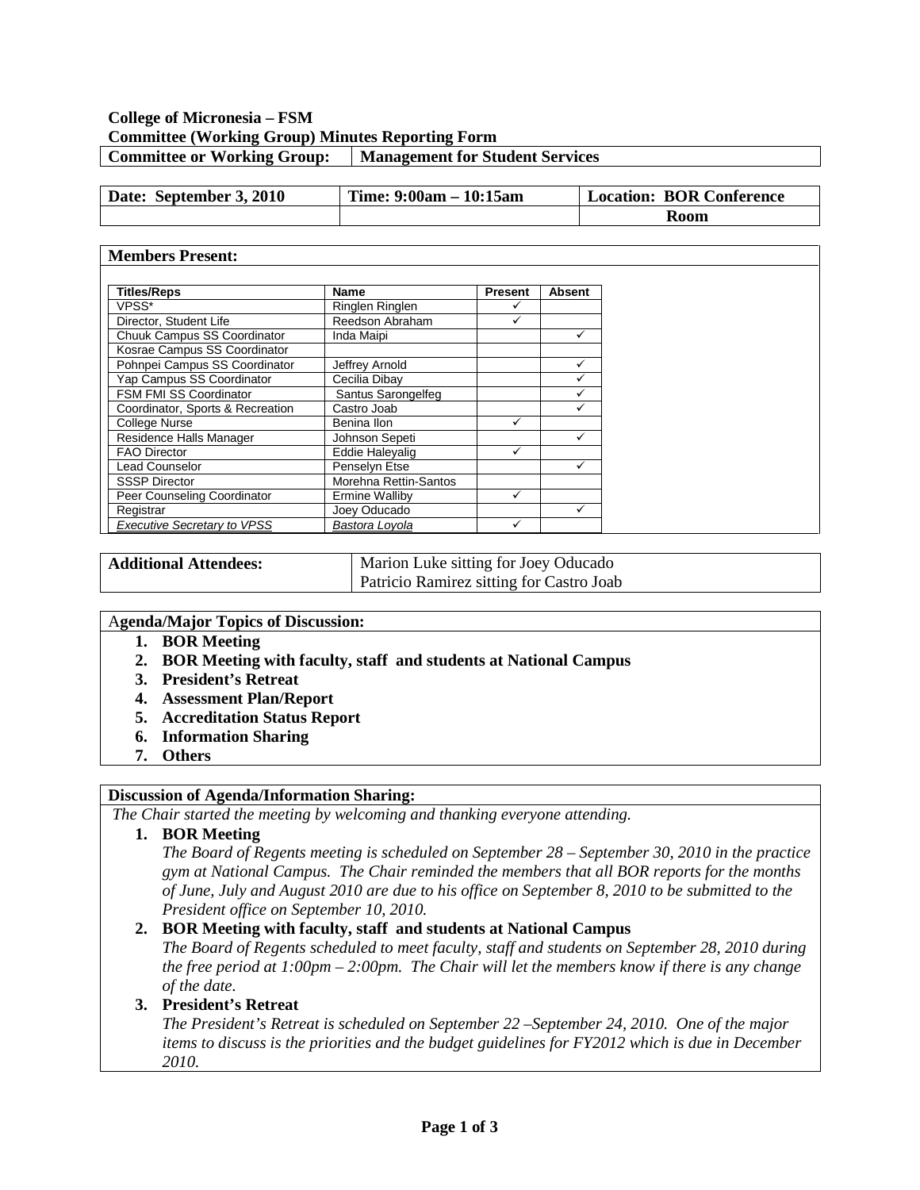**College of Micronesia – FSM**
**Committee (Working Group) Minutes Reporting Form**

| Committee or Working Group: | Management for Student Services |
|---|---|

| Date: September 3, 2010 | Time: 9:00am – 10:15am | Location: BOR Conference Room |
|---|---|---|

**Members Present:**

| Titles/Reps | Name | Present | Absent |
|---|---|---|---|
| VPSS* | Ringlen Ringlen | ✓ | |
| Director, Student Life | Reedson Abraham | ✓ | |
| Chuuk Campus SS Coordinator | Inda Maipi | | ✓ |
| Kosrae Campus SS Coordinator | | | |
| Pohnpei Campus SS Coordinator | Jeffrey Arnold | | ✓ |
| Yap Campus SS Coordinator | Cecilia Dibay | | ✓ |
| FSM FMI SS Coordinator | Santus Sarongelfeg | | ✓ |
| Coordinator, Sports & Recreation | Castro Joab | | ✓ |
| College Nurse | Benina Ilon | ✓ | |
| Residence Halls Manager | Johnson Sepeti | | ✓ |
| FAO Director | Eddie Haleyalig | ✓ | |
| Lead Counselor | Penselyn Etse | | ✓ |
| SSSP Director | Morehna Rettin-Santos | | |
| Peer Counseling Coordinator | Ermine Walliby | ✓ | |
| Registrar | Joey Oducado | | ✓ |
| *Executive Secretary to VPSS* | *Bastora Loyola* | ✓ | |

| Additional Attendees: | Marion Luke sitting for Joey Oducado<br>Patricio Ramirez sitting for Castro Joab |
|---|---|

**Agenda/Major Topics of Discussion:**

1. **BOR Meeting**
2. **BOR Meeting with faculty, staff and students at National Campus**
3. **President's Retreat**
4. **Assessment Plan/Report**
5. **Accreditation Status Report**
6. **Information Sharing**
7. **Others**

**Discussion of Agenda/Information Sharing:**

*The Chair started the meeting by welcoming and thanking everyone attending.*

1. **BOR Meeting**
   *The Board of Regents meeting is scheduled on September 28 – September 30, 2010 in the practice gym at National Campus. The Chair reminded the members that all BOR reports for the months of June, July and August 2010 are due to his office on September 8, 2010 to be submitted to the President office on September 10, 2010.*
2. **BOR Meeting with faculty, staff and students at National Campus**
   *The Board of Regents scheduled to meet faculty, staff and students on September 28, 2010 during the free period at 1:00pm – 2:00pm. The Chair will let the members know if there is any change of the date.*
3. **President's Retreat**
   *The President's Retreat is scheduled on September 22 –September 24, 2010. One of the major items to discuss is the priorities and the budget guidelines for FY2012 which is due in December 2010.*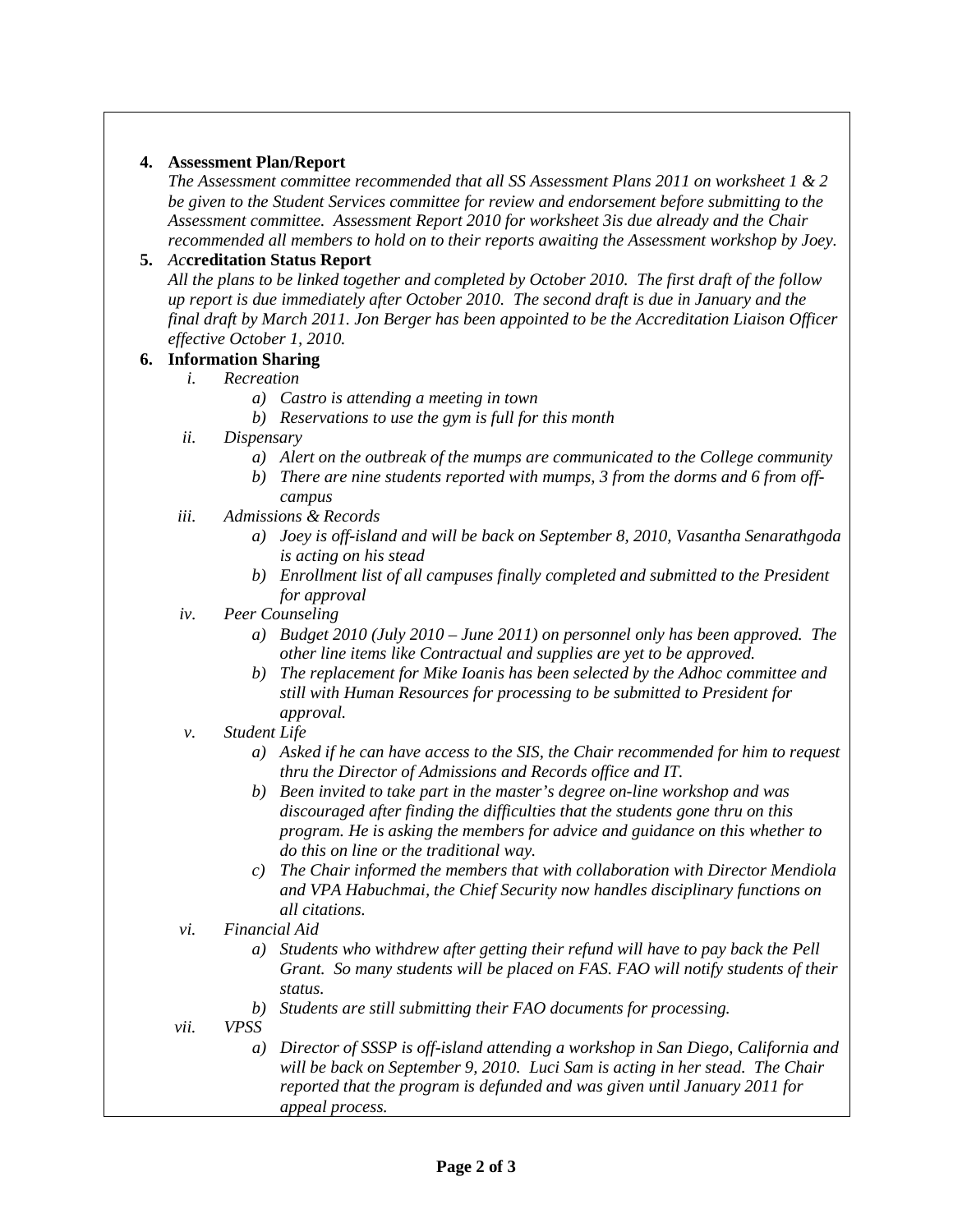4. **Assessment Plan/Report**

   *The Assessment committee recommended that all SS Assessment Plans 2011 on worksheet 1 & 2 be given to the Student Services committee for review and endorsement before submitting to the Assessment committee. Assessment Report 2010 for worksheet 3is due already and the Chair recommended all members to hold on to their reports awaiting the Assessment workshop by Joey.*

5. ***Ac*****creditation Status Report**

   *All the plans to be linked together and completed by October 2010. The first draft of the follow up report is due immediately after October 2010. The second draft is due in January and the final draft by March 2011. Jon Berger has been appointed to be the Accreditation Liaison Officer effective October 1, 2010.*

6. **Information Sharing**

   i. *Recreation*
      - a) *Castro is attending a meeting in town*
      - b) *Reservations to use the gym is full for this month*

   ii. *Dispensary*
      - a) *Alert on the outbreak of the mumps are communicated to the College community*
      - b) *There are nine students reported with mumps, 3 from the dorms and 6 from off-campus*

   iii. *Admissions & Records*
      - a) *Joey is off-island and will be back on September 8, 2010, Vasantha Senarathgoda is acting on his stead*
      - b) *Enrollment list of all campuses finally completed and submitted to the President for approval*

   iv. *Peer Counseling*
      - a) *Budget 2010 (July 2010 – June 2011) on personnel only has been approved. The other line items like Contractual and supplies are yet to be approved.*
      - b) *The replacement for Mike Ioanis has been selected by the Adhoc committee and still with Human Resources for processing to be submitted to President for approval.*

   v. *Student Life*
      - a) *Asked if he can have access to the SIS, the Chair recommended for him to request thru the Director of Admissions and Records office and IT.*
      - b) *Been invited to take part in the master's degree on-line workshop and was discouraged after finding the difficulties that the students gone thru on this program. He is asking the members for advice and guidance on this whether to do this on line or the traditional way.*
      - c) *The Chair informed the members that with collaboration with Director Mendiola and VPA Habuchmai, the Chief Security now handles disciplinary functions on all citations.*

   vi. *Financial Aid*
      - a) *Students who withdrew after getting their refund will have to pay back the Pell Grant. So many students will be placed on FAS. FAO will notify students of their status.*
      - b) *Students are still submitting their FAO documents for processing.*

   vii. *VPSS*
      - a) *Director of SSSP is off-island attending a workshop in San Diego, California and will be back on September 9, 2010. Luci Sam is acting in her stead. The Chair reported that the program is defunded and was given until January 2011 for appeal process.*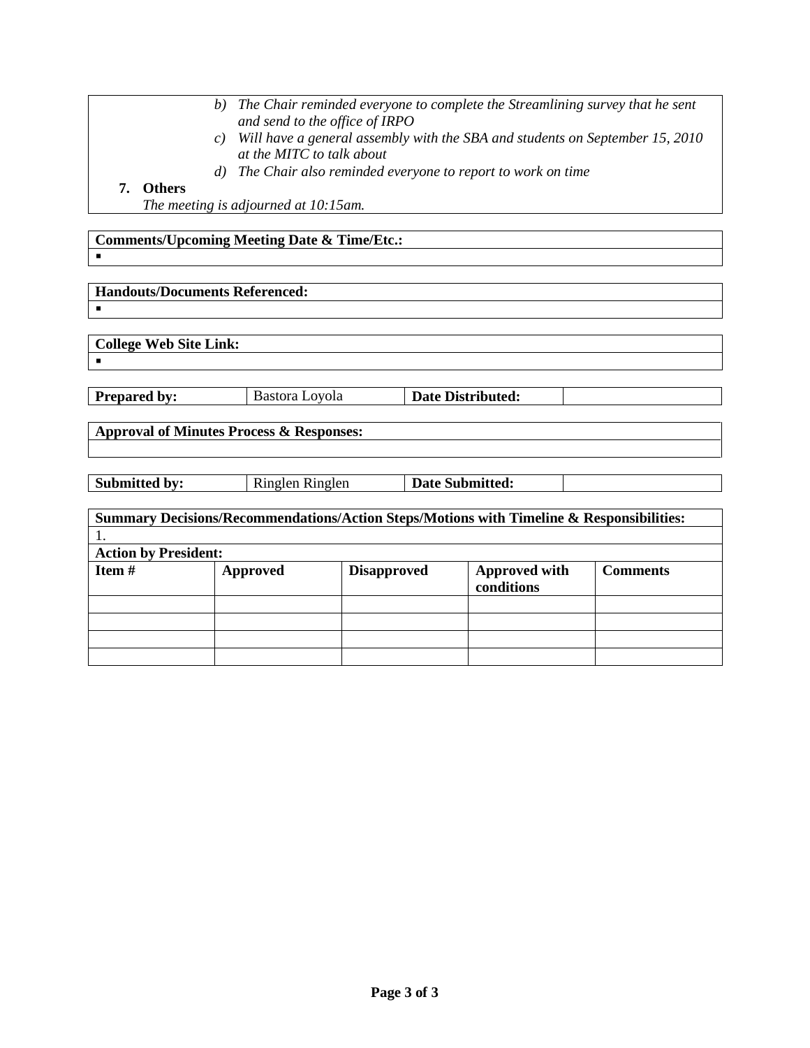*b) The Chair reminded everyone to complete the Streamlining survey that he sent and send to the office of IRPO*

*c) Will have a general assembly with the SBA and students on September 15, 2010 at the MITC to talk about*

*d) The Chair also reminded everyone to report to work on time*

**7. Others**

*The meeting is adjourned at 10:15am.*

| **Comments/Upcoming Meeting Date & Time/Etc.:** |
|---|
| ▪ |

| **Handouts/Documents Referenced:** |
|---|
| ▪ |

| **College Web Site Link:** |
|---|
| ▪ |

| **Prepared by:** | Bastora Loyola | **Date Distributed:** | |
|---|---|---|---|

| **Approval of Minutes Process & Responses:** |
|---|
| |

| **Submitted by:** | Ringlen Ringlen | **Date Submitted:** | |
|---|---|---|---|

| **Summary Decisions/Recommendations/Action Steps/Motions with Timeline & Responsibilities:** |
|---|
| 1. |

**Action by President:**

| **Item #** | **Approved** | **Disapproved** | **Approved with conditions** | **Comments** |
|---|---|---|---|---|
| | | | | |
| | | | | |
| | | | | |
| | | | | |